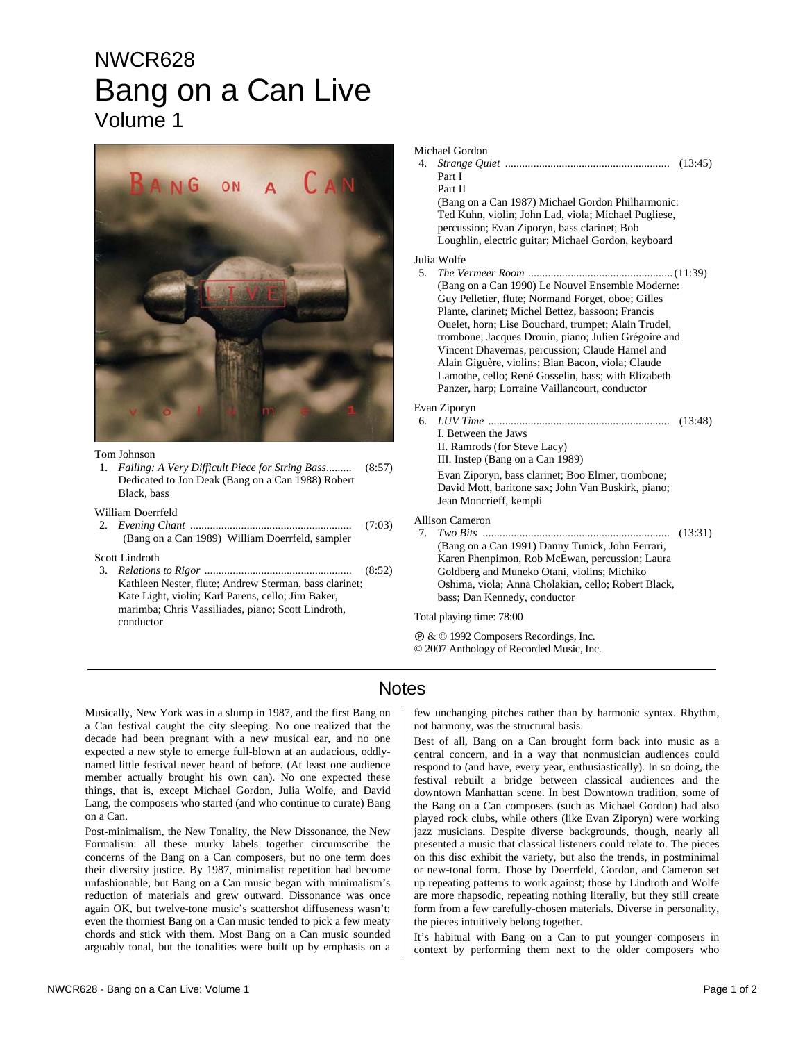# NWCR628
# Bang on a Can Live
## Volume 1

Tom Johnson

1. *Failing: A Very Difficult Piece for String Bass*......... (8:57)
   Dedicated to Jon Deak (Bang on a Can 1988) Robert Black, bass

William Doerrfeld

2. *Evening Chant* ........................................................ (7:03)
   (Bang on a Can 1989) William Doerrfeld, sampler

Scott Lindroth

3. *Relations to Rigor* .................................................... (8:52)
   Kathleen Nester, flute; Andrew Sterman, bass clarinet; Kate Light, violin; Karl Parens, cello; Jim Baker, marimba; Chris Vassiliades, piano; Scott Lindroth, conductor

Michael Gordon

4. *Strange Quiet* ......................................................... (13:45)
   Part I
   Part II
   (Bang on a Can 1987) Michael Gordon Philharmonic: Ted Kuhn, violin; John Lad, viola; Michael Pugliese, percussion; Evan Ziporyn, bass clarinet; Bob Loughlin, electric guitar; Michael Gordon, keyboard

Julia Wolfe

5. *The Vermeer Room* .................................................. (11:39)
   (Bang on a Can 1990) Le Nouvel Ensemble Moderne: Guy Pelletier, flute; Normand Forget, oboe; Gilles Plante, clarinet; Michel Bettez, bassoon; Francis Ouelet, horn; Lise Bouchard, trumpet; Alain Trudel, trombone; Jacques Drouin, piano; Julien Grégoire and Vincent Dhavernas, percussion; Claude Hamel and Alain Giguère, violins; Bian Bacon, viola; Claude Lamothe, cello; René Gosselin, bass; with Elizabeth Panzer, harp; Lorraine Vaillancourt, conductor

Evan Ziporyn

6. *LUV Time* ............................................................... (13:48)
   I. Between the Jaws
   II. Ramrods (for Steve Lacy)
   III. Instep (Bang on a Can 1989)

   Evan Ziporyn, bass clarinet; Boo Elmer, trombone; David Mott, baritone sax; John Van Buskirk, piano; Jean Moncrieff, kempli

Allison Cameron

7. *Two Bits* ................................................................. (13:31)
   (Bang on a Can 1991) Danny Tunick, John Ferrari, Karen Phenpimon, Rob McEwan, percussion; Laura Goldberg and Muneko Otani, violins; Michiko Oshima, viola; Anna Cholakian, cello; Robert Black, bass; Dan Kennedy, conductor

Total playing time: 78:00

℗ & © 1992 Composers Recordings, Inc.
© 2007 Anthology of Recorded Music, Inc.

## Notes

Musically, New York was in a slump in 1987, and the first Bang on a Can festival caught the city sleeping. No one realized that the decade had been pregnant with a new musical ear, and no one expected a new style to emerge full-blown at an audacious, oddly-named little festival never heard of before. (At least one audience member actually brought his own can). No one expected these things, that is, except Michael Gordon, Julia Wolfe, and David Lang, the composers who started (and who continue to curate) Bang on a Can.

Post-minimalism, the New Tonality, the New Dissonance, the New Formalism: all these murky labels together circumscribe the concerns of the Bang on a Can composers, but no one term does their diversity justice. By 1987, minimalist repetition had become unfashionable, but Bang on a Can music began with minimalism's reduction of materials and grew outward. Dissonance was once again OK, but twelve-tone music's scattershot diffuseness wasn't; even the thorniest Bang on a Can music tended to pick a few meaty chords and stick with them. Most Bang on a Can music sounded arguably tonal, but the tonalities were built up by emphasis on a few unchanging pitches rather than by harmonic syntax. Rhythm, not harmony, was the structural basis.

Best of all, Bang on a Can brought form back into music as a central concern, and in a way that nonmusician audiences could respond to (and have, every year, enthusiastically). In so doing, the festival rebuilt a bridge between classical audiences and the downtown Manhattan scene. In best Downtown tradition, some of the Bang on a Can composers (such as Michael Gordon) had also played rock clubs, while others (like Evan Ziporyn) were working jazz musicians. Despite diverse backgrounds, though, nearly all presented a music that classical listeners could relate to. The pieces on this disc exhibit the variety, but also the trends, in postminimal or new-tonal form. Those by Doerrfeld, Gordon, and Cameron set up repeating patterns to work against; those by Lindroth and Wolfe are more rhapsodic, repeating nothing literally, but they still create form from a few carefully-chosen materials. Diverse in personality, the pieces intuitively belong together.

It's habitual with Bang on a Can to put younger composers in context by performing them next to the older composers who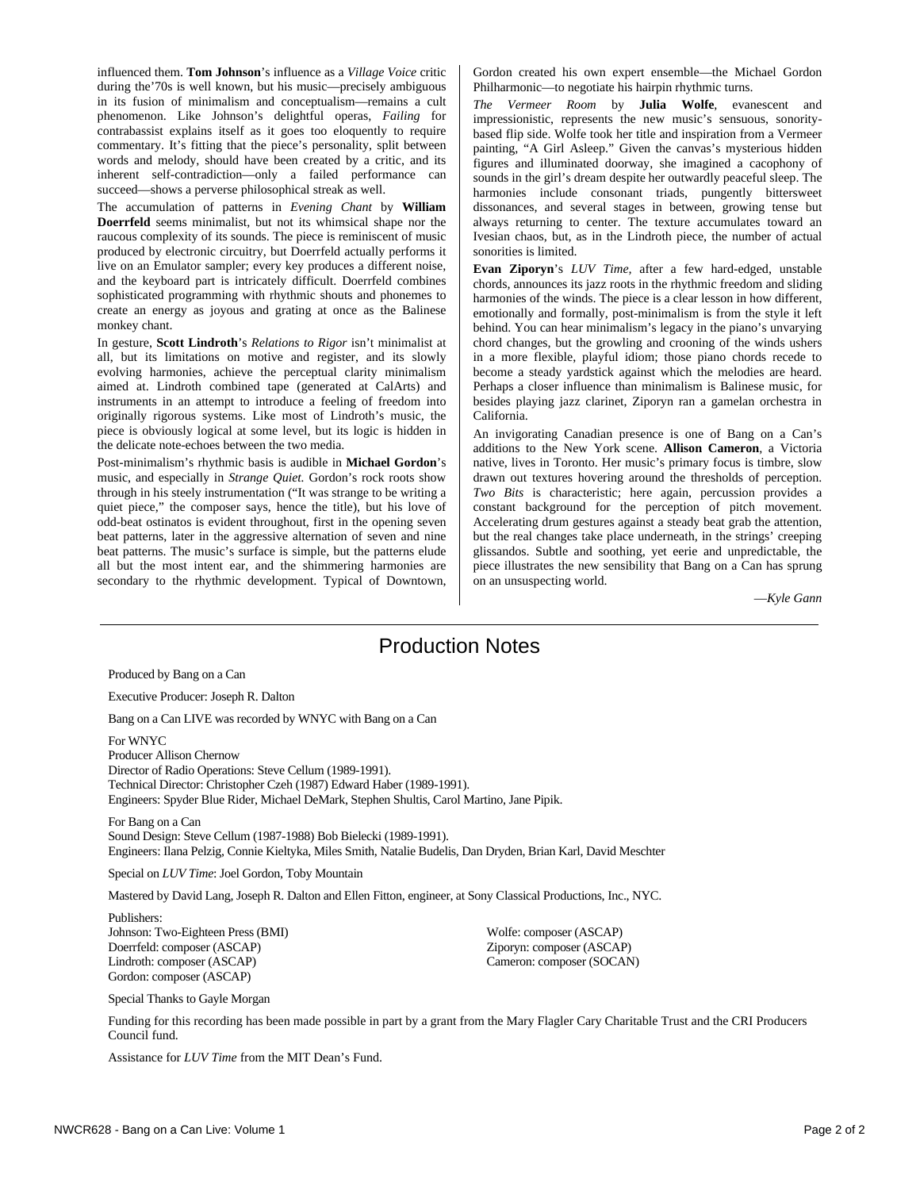influenced them. **Tom Johnson**'s influence as a *Village Voice* critic during the'70s is well known, but his music—precisely ambiguous in its fusion of minimalism and conceptualism—remains a cult phenomenon. Like Johnson's delightful operas, *Failing* for contrabassist explains itself as it goes too eloquently to require commentary. It's fitting that the piece's personality, split between words and melody, should have been created by a critic, and its inherent self-contradiction—only a failed performance can succeed—shows a perverse philosophical streak as well.

The accumulation of patterns in *Evening Chant* by **William Doerrfeld** seems minimalist, but not its whimsical shape nor the raucous complexity of its sounds. The piece is reminiscent of music produced by electronic circuitry, but Doerrfeld actually performs it live on an Emulator sampler; every key produces a different noise, and the keyboard part is intricately difficult. Doerrfeld combines sophisticated programming with rhythmic shouts and phonemes to create an energy as joyous and grating at once as the Balinese monkey chant.

In gesture, **Scott Lindroth**'s *Relations to Rigor* isn't minimalist at all, but its limitations on motive and register, and its slowly evolving harmonies, achieve the perceptual clarity minimalism aimed at. Lindroth combined tape (generated at CalArts) and instruments in an attempt to introduce a feeling of freedom into originally rigorous systems. Like most of Lindroth's music, the piece is obviously logical at some level, but its logic is hidden in the delicate note-echoes between the two media.

Post-minimalism's rhythmic basis is audible in **Michael Gordon**'s music, and especially in *Strange Quiet.* Gordon's rock roots show through in his steely instrumentation ("It was strange to be writing a quiet piece," the composer says, hence the title), but his love of odd-beat ostinatos is evident throughout, first in the opening seven beat patterns, later in the aggressive alternation of seven and nine beat patterns. The music's surface is simple, but the patterns elude all but the most intent ear, and the shimmering harmonies are secondary to the rhythmic development. Typical of Downtown, Gordon created his own expert ensemble—the Michael Gordon Philharmonic—to negotiate his hairpin rhythmic turns.

*The Vermeer Room* by **Julia Wolfe**, evanescent and impressionistic, represents the new music's sensuous, sonority-based flip side. Wolfe took her title and inspiration from a Vermeer painting, "A Girl Asleep." Given the canvas's mysterious hidden figures and illuminated doorway, she imagined a cacophony of sounds in the girl's dream despite her outwardly peaceful sleep. The harmonies include consonant triads, pungently bittersweet dissonances, and several stages in between, growing tense but always returning to center. The texture accumulates toward an Ivesian chaos, but, as in the Lindroth piece, the number of actual sonorities is limited.

**Evan Ziporyn**'s *LUV Time,* after a few hard-edged, unstable chords, announces its jazz roots in the rhythmic freedom and sliding harmonies of the winds. The piece is a clear lesson in how different, emotionally and formally, post-minimalism is from the style it left behind. You can hear minimalism's legacy in the piano's unvarying chord changes, but the growling and crooning of the winds ushers in a more flexible, playful idiom; those piano chords recede to become a steady yardstick against which the melodies are heard. Perhaps a closer influence than minimalism is Balinese music, for besides playing jazz clarinet, Ziporyn ran a gamelan orchestra in California.

An invigorating Canadian presence is one of Bang on a Can's additions to the New York scene. **Allison Cameron**, a Victoria native, lives in Toronto. Her music's primary focus is timbre, slow drawn out textures hovering around the thresholds of perception. *Two Bits* is characteristic; here again, percussion provides a constant background for the perception of pitch movement. Accelerating drum gestures against a steady beat grab the attention, but the real changes take place underneath, in the strings' creeping glissandos. Subtle and soothing, yet eerie and unpredictable, the piece illustrates the new sensibility that Bang on a Can has sprung on an unsuspecting world.

—*Kyle Gann*

# Production Notes

Produced by Bang on a Can

Executive Producer: Joseph R. Dalton

Bang on a Can LIVE was recorded by WNYC with Bang on a Can

For WNYC
Producer Allison Chernow
Director of Radio Operations: Steve Cellum (1989-1991).
Technical Director: Christopher Czeh (1987) Edward Haber (1989-1991).
Engineers: Spyder Blue Rider, Michael DeMark, Stephen Shultis, Carol Martino, Jane Pipik.

For Bang on a Can
Sound Design: Steve Cellum (1987-1988) Bob Bielecki (1989-1991).
Engineers: Ilana Pelzig, Connie Kieltyka, Miles Smith, Natalie Budelis, Dan Dryden, Brian Karl, David Meschter

Special on *LUV Time*: Joel Gordon, Toby Mountain

Mastered by David Lang, Joseph R. Dalton and Ellen Fitton, engineer, at Sony Classical Productions, Inc., NYC.

Publishers:
Johnson: Two-Eighteen Press (BMI)
Doerrfeld: composer (ASCAP)
Lindroth: composer (ASCAP)
Gordon: composer (ASCAP)
Wolfe: composer (ASCAP)
Ziporyn: composer (ASCAP)
Cameron: composer (SOCAN)

Special Thanks to Gayle Morgan

Funding for this recording has been made possible in part by a grant from the Mary Flagler Cary Charitable Trust and the CRI Producers Council fund.

Assistance for *LUV Time* from the MIT Dean's Fund.